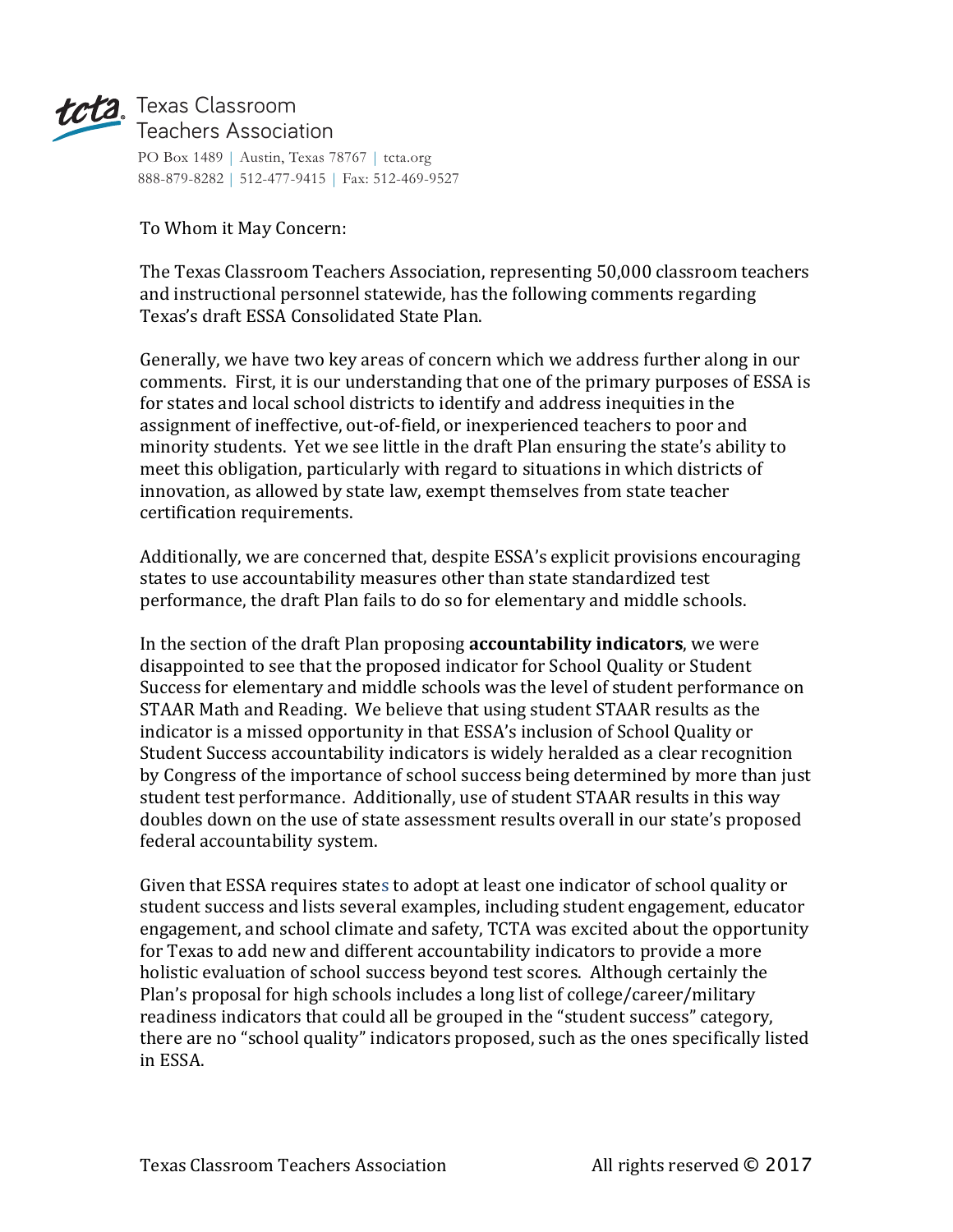Texas Classroom Teachers Association

PO Box 1489 | Austin, Texas 78767 | tcta.org
888-879-8282 | 512-477-9415 | Fax: 512-469-9527

To Whom it May Concern:

The Texas Classroom Teachers Association, representing 50,000 classroom teachers and instructional personnel statewide, has the following comments regarding Texas's draft ESSA Consolidated State Plan.

Generally, we have two key areas of concern which we address further along in our comments. First, it is our understanding that one of the primary purposes of ESSA is for states and local school districts to identify and address inequities in the assignment of ineffective, out-of-field, or inexperienced teachers to poor and minority students. Yet we see little in the draft Plan ensuring the state's ability to meet this obligation, particularly with regard to situations in which districts of innovation, as allowed by state law, exempt themselves from state teacher certification requirements.

Additionally, we are concerned that, despite ESSA's explicit provisions encouraging states to use accountability measures other than state standardized test performance, the draft Plan fails to do so for elementary and middle schools.

In the section of the draft Plan proposing **accountability indicators**, we were disappointed to see that the proposed indicator for School Quality or Student Success for elementary and middle schools was the level of student performance on STAAR Math and Reading. We believe that using student STAAR results as the indicator is a missed opportunity in that ESSA's inclusion of School Quality or Student Success accountability indicators is widely heralded as a clear recognition by Congress of the importance of school success being determined by more than just student test performance. Additionally, use of student STAAR results in this way doubles down on the use of state assessment results overall in our state's proposed federal accountability system.

Given that ESSA requires states to adopt at least one indicator of school quality or student success and lists several examples, including student engagement, educator engagement, and school climate and safety, TCTA was excited about the opportunity for Texas to add new and different accountability indicators to provide a more holistic evaluation of school success beyond test scores. Although certainly the Plan's proposal for high schools includes a long list of college/career/military readiness indicators that could all be grouped in the "student success" category, there are no "school quality" indicators proposed, such as the ones specifically listed in ESSA.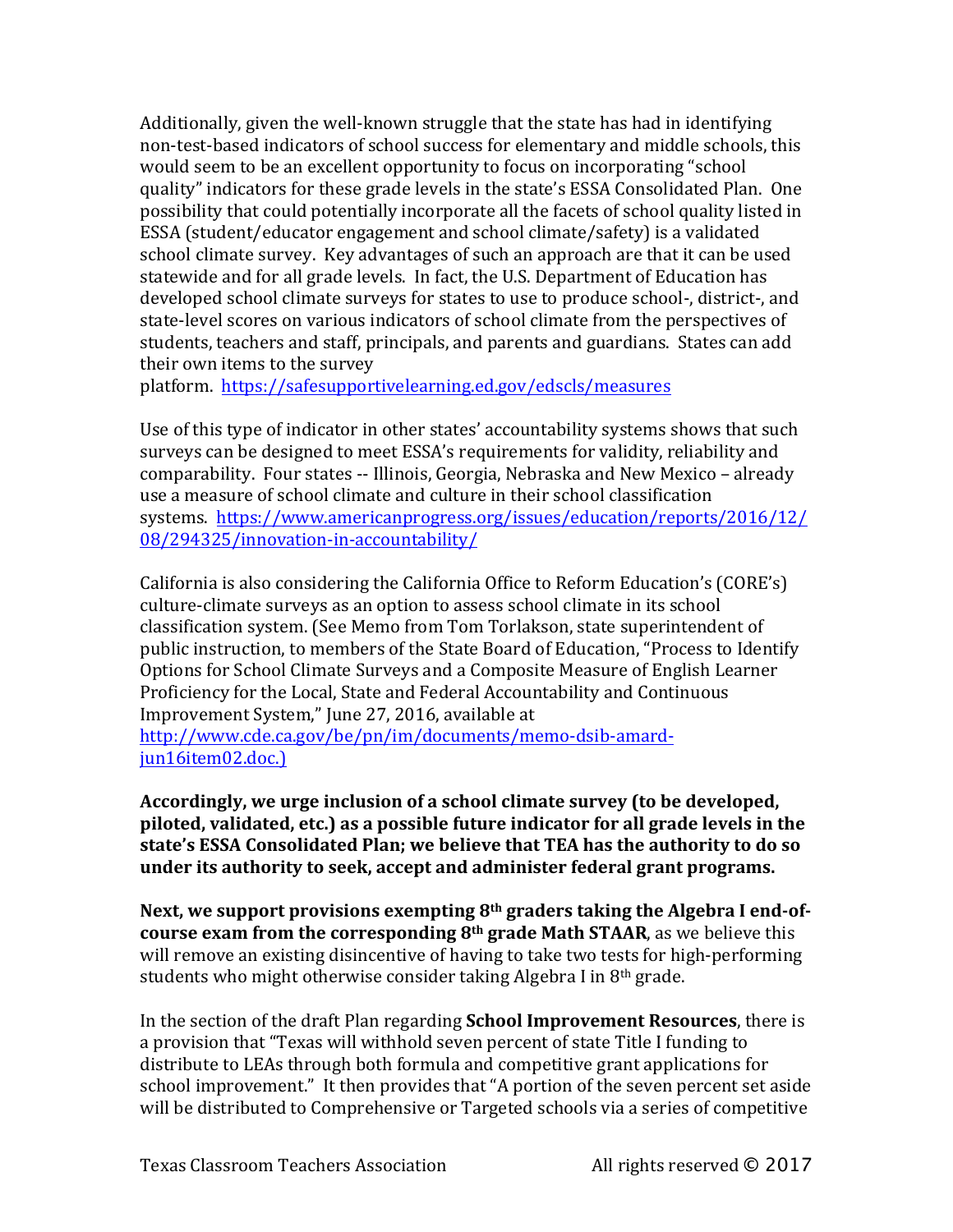Additionally, given the well-known struggle that the state has had in identifying non-test-based indicators of school success for elementary and middle schools, this would seem to be an excellent opportunity to focus on incorporating "school quality" indicators for these grade levels in the state's ESSA Consolidated Plan. One possibility that could potentially incorporate all the facets of school quality listed in ESSA (student/educator engagement and school climate/safety) is a validated school climate survey. Key advantages of such an approach are that it can be used statewide and for all grade levels. In fact, the U.S. Department of Education has developed school climate surveys for states to use to produce school-, district-, and state-level scores on various indicators of school climate from the perspectives of students, teachers and staff, principals, and parents and guardians. States can add their own items to the survey platform. https://safesupportivelearning.ed.gov/edscls/measures

Use of this type of indicator in other states' accountability systems shows that such surveys can be designed to meet ESSA's requirements for validity, reliability and comparability. Four states -- Illinois, Georgia, Nebraska and New Mexico – already use a measure of school climate and culture in their school classification systems. https://www.americanprogress.org/issues/education/reports/2016/12/08/294325/innovation-in-accountability/

California is also considering the California Office to Reform Education's (CORE's) culture-climate surveys as an option to assess school climate in its school classification system. (See Memo from Tom Torlakson, state superintendent of public instruction, to members of the State Board of Education, "Process to Identify Options for School Climate Surveys and a Composite Measure of English Learner Proficiency for the Local, State and Federal Accountability and Continuous Improvement System," June 27, 2016, available at http://www.cde.ca.gov/be/pn/im/documents/memo-dsib-amard-jun16item02.doc.)

**Accordingly, we urge inclusion of a school climate survey (to be developed, piloted, validated, etc.) as a possible future indicator for all grade levels in the state's ESSA Consolidated Plan; we believe that TEA has the authority to do so under its authority to seek, accept and administer federal grant programs.**

**Next, we support provisions exempting 8th graders taking the Algebra I end-of-course exam from the corresponding 8th grade Math STAAR**, as we believe this will remove an existing disincentive of having to take two tests for high-performing students who might otherwise consider taking Algebra I in 8th grade.

In the section of the draft Plan regarding **School Improvement Resources**, there is a provision that "Texas will withhold seven percent of state Title I funding to distribute to LEAs through both formula and competitive grant applications for school improvement." It then provides that "A portion of the seven percent set aside will be distributed to Comprehensive or Targeted schools via a series of competitive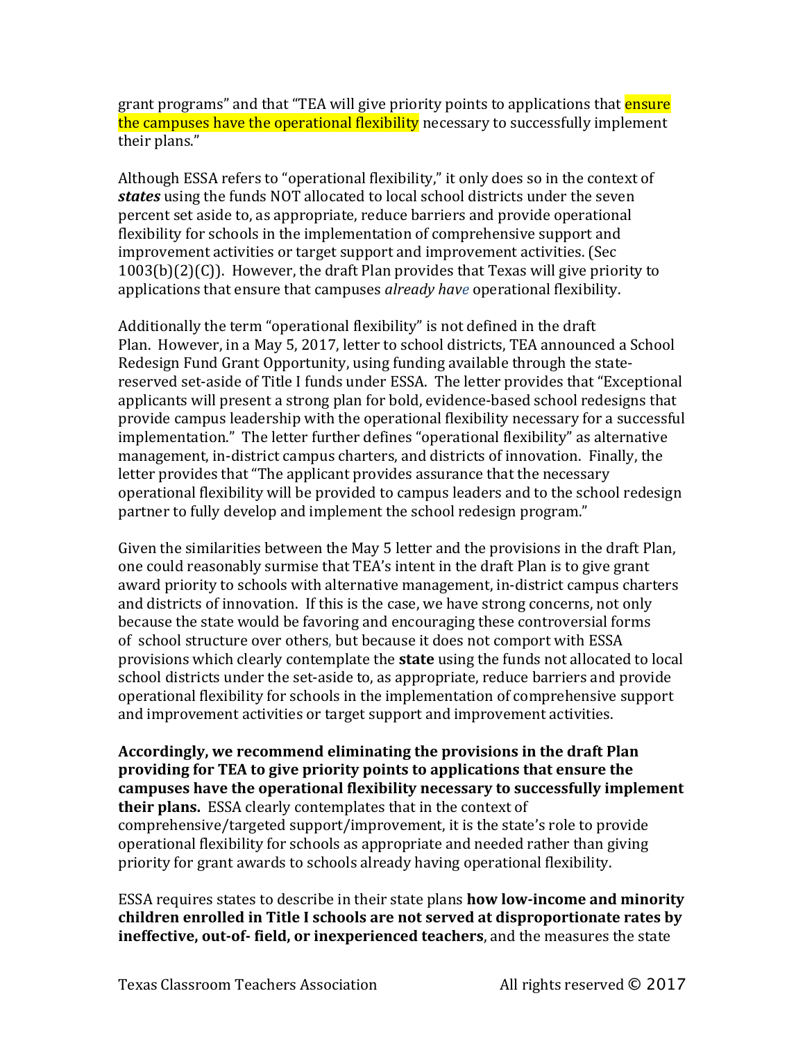grant programs" and that "TEA will give priority points to applications that ensure the campuses have the operational flexibility necessary to successfully implement their plans."

Although ESSA refers to "operational flexibility," it only does so in the context of ***states*** using the funds NOT allocated to local school districts under the seven percent set aside to, as appropriate, reduce barriers and provide operational flexibility for schools in the implementation of comprehensive support and improvement activities or target support and improvement activities. (Sec 1003(b)(2)(C)). However, the draft Plan provides that Texas will give priority to applications that ensure that campuses *already have* operational flexibility.

Additionally the term "operational flexibility" is not defined in the draft Plan. However, in a May 5, 2017, letter to school districts, TEA announced a School Redesign Fund Grant Opportunity, using funding available through the state-reserved set-aside of Title I funds under ESSA. The letter provides that "Exceptional applicants will present a strong plan for bold, evidence-based school redesigns that provide campus leadership with the operational flexibility necessary for a successful implementation." The letter further defines "operational flexibility" as alternative management, in-district campus charters, and districts of innovation. Finally, the letter provides that "The applicant provides assurance that the necessary operational flexibility will be provided to campus leaders and to the school redesign partner to fully develop and implement the school redesign program."

Given the similarities between the May 5 letter and the provisions in the draft Plan, one could reasonably surmise that TEA's intent in the draft Plan is to give grant award priority to schools with alternative management, in-district campus charters and districts of innovation. If this is the case, we have strong concerns, not only because the state would be favoring and encouraging these controversial forms of school structure over others, but because it does not comport with ESSA provisions which clearly contemplate the **state** using the funds not allocated to local school districts under the set-aside to, as appropriate, reduce barriers and provide operational flexibility for schools in the implementation of comprehensive support and improvement activities or target support and improvement activities.

**Accordingly, we recommend eliminating the provisions in the draft Plan providing for TEA to give priority points to applications that ensure the campuses have the operational flexibility necessary to successfully implement their plans.** ESSA clearly contemplates that in the context of comprehensive/targeted support/improvement, it is the state's role to provide operational flexibility for schools as appropriate and needed rather than giving priority for grant awards to schools already having operational flexibility.

ESSA requires states to describe in their state plans **how low-income and minority children enrolled in Title I schools are not served at disproportionate rates by ineffective, out-of- field, or inexperienced teachers**, and the measures the state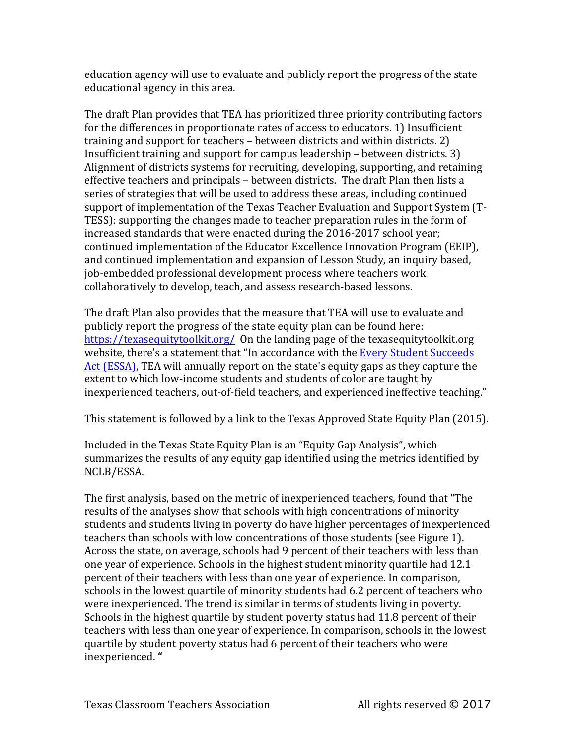education agency will use to evaluate and publicly report the progress of the state educational agency in this area.

The draft Plan provides that TEA has prioritized three priority contributing factors for the differences in proportionate rates of access to educators. 1) Insufficient training and support for teachers – between districts and within districts. 2) Insufficient training and support for campus leadership – between districts. 3) Alignment of districts systems for recruiting, developing, supporting, and retaining effective teachers and principals – between districts. The draft Plan then lists a series of strategies that will be used to address these areas, including continued support of implementation of the Texas Teacher Evaluation and Support System (T-TESS); supporting the changes made to teacher preparation rules in the form of increased standards that were enacted during the 2016-2017 school year; continued implementation of the Educator Excellence Innovation Program (EEIP), and continued implementation and expansion of Lesson Study, an inquiry based, job-embedded professional development process where teachers work collaboratively to develop, teach, and assess research-based lessons.

The draft Plan also provides that the measure that TEA will use to evaluate and publicly report the progress of the state equity plan can be found here: [https://texasequitytoolkit.org/](https://texasequitytoolkit.org/) On the landing page of the texasequitytoolkit.org website, there's a statement that "In accordance with the Every Student Succeeds Act (ESSA), TEA will annually report on the state's equity gaps as they capture the extent to which low-income students and students of color are taught by inexperienced teachers, out-of-field teachers, and experienced ineffective teaching."

This statement is followed by a link to the Texas Approved State Equity Plan (2015).

Included in the Texas State Equity Plan is an "Equity Gap Analysis", which summarizes the results of any equity gap identified using the metrics identified by NCLB/ESSA.

The first analysis, based on the metric of inexperienced teachers, found that "The results of the analyses show that schools with high concentrations of minority students and students living in poverty do have higher percentages of inexperienced teachers than schools with low concentrations of those students (see Figure 1). Across the state, on average, schools had 9 percent of their teachers with less than one year of experience. Schools in the highest student minority quartile had 12.1 percent of their teachers with less than one year of experience. In comparison, schools in the lowest quartile of minority students had 6.2 percent of teachers who were inexperienced. The trend is similar in terms of students living in poverty. Schools in the highest quartile by student poverty status had 11.8 percent of their teachers with less than one year of experience. In comparison, schools in the lowest quartile by student poverty status had 6 percent of their teachers who were inexperienced. "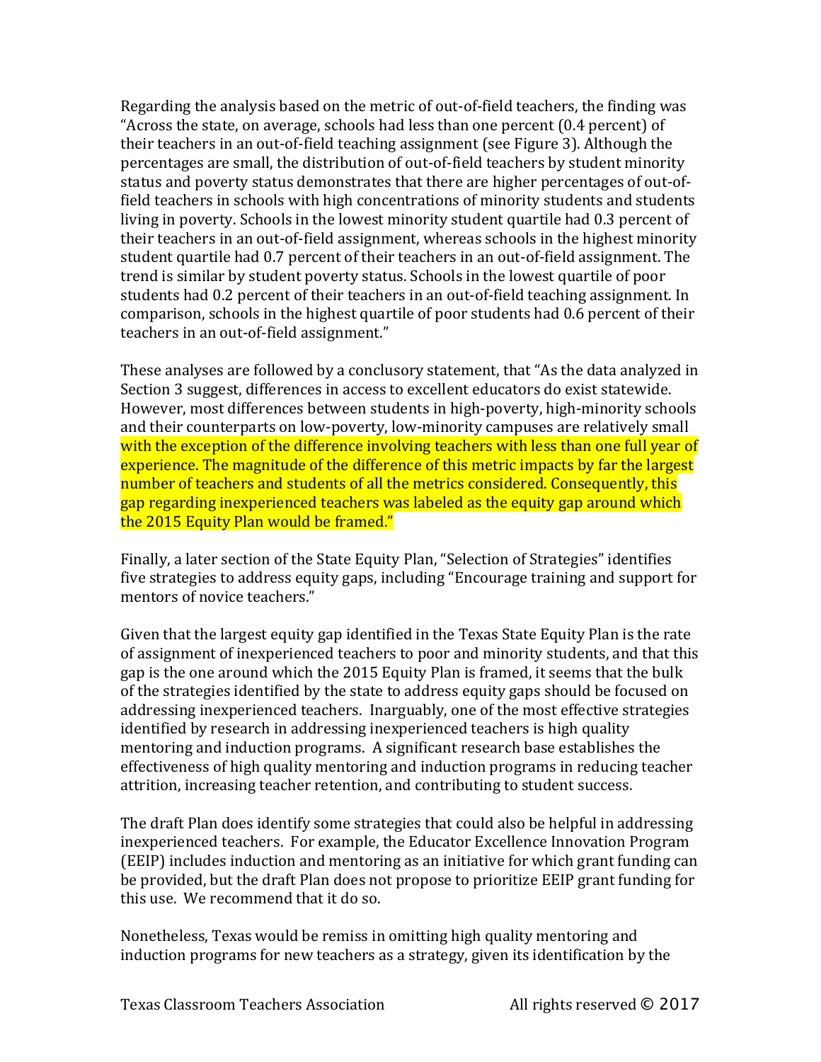Regarding the analysis based on the metric of out-of-field teachers, the finding was "Across the state, on average, schools had less than one percent (0.4 percent) of their teachers in an out-of-field teaching assignment (see Figure 3). Although the percentages are small, the distribution of out-of-field teachers by student minority status and poverty status demonstrates that there are higher percentages of out-of-field teachers in schools with high concentrations of minority students and students living in poverty. Schools in the lowest minority student quartile had 0.3 percent of their teachers in an out-of-field assignment, whereas schools in the highest minority student quartile had 0.7 percent of their teachers in an out-of-field assignment. The trend is similar by student poverty status. Schools in the lowest quartile of poor students had 0.2 percent of their teachers in an out-of-field teaching assignment. In comparison, schools in the highest quartile of poor students had 0.6 percent of their teachers in an out-of-field assignment."

These analyses are followed by a conclusory statement, that "As the data analyzed in Section 3 suggest, differences in access to excellent educators do exist statewide. However, most differences between students in high-poverty, high-minority schools and their counterparts on low-poverty, low-minority campuses are relatively small with the exception of the difference involving teachers with less than one full year of experience. The magnitude of the difference of this metric impacts by far the largest number of teachers and students of all the metrics considered. Consequently, this gap regarding inexperienced teachers was labeled as the equity gap around which the 2015 Equity Plan would be framed."

Finally, a later section of the State Equity Plan, "Selection of Strategies" identifies five strategies to address equity gaps, including "Encourage training and support for mentors of novice teachers."

Given that the largest equity gap identified in the Texas State Equity Plan is the rate of assignment of inexperienced teachers to poor and minority students, and that this gap is the one around which the 2015 Equity Plan is framed, it seems that the bulk of the strategies identified by the state to address equity gaps should be focused on addressing inexperienced teachers. Inarguably, one of the most effective strategies identified by research in addressing inexperienced teachers is high quality mentoring and induction programs. A significant research base establishes the effectiveness of high quality mentoring and induction programs in reducing teacher attrition, increasing teacher retention, and contributing to student success.

The draft Plan does identify some strategies that could also be helpful in addressing inexperienced teachers. For example, the Educator Excellence Innovation Program (EEIP) includes induction and mentoring as an initiative for which grant funding can be provided, but the draft Plan does not propose to prioritize EEIP grant funding for this use. We recommend that it do so.

Nonetheless, Texas would be remiss in omitting high quality mentoring and induction programs for new teachers as a strategy, given its identification by the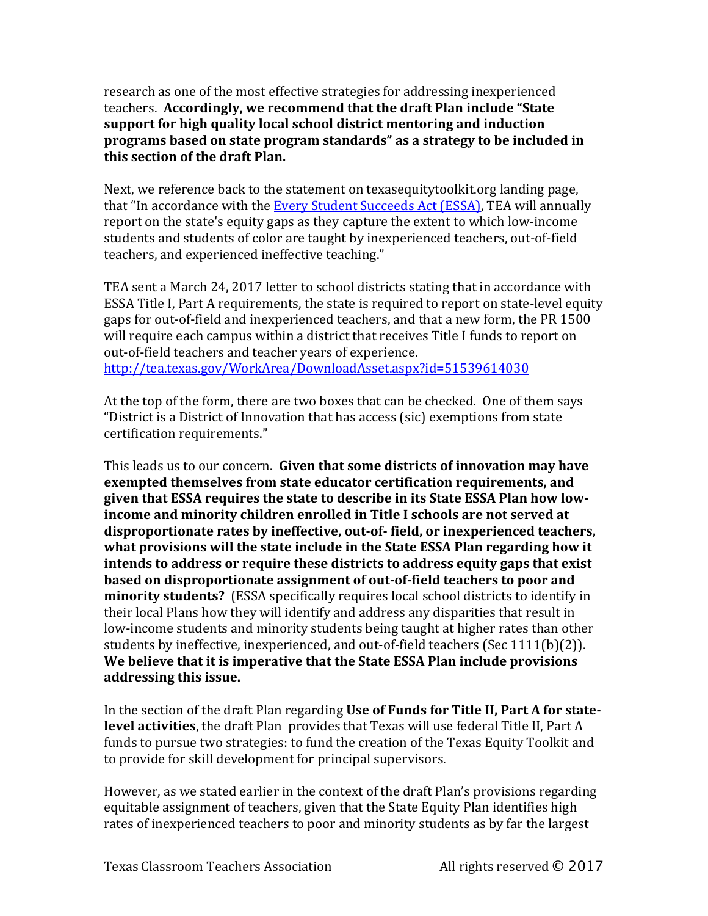research as one of the most effective strategies for addressing inexperienced teachers. **Accordingly, we recommend that the draft Plan include "State support for high quality local school district mentoring and induction programs based on state program standards" as a strategy to be included in this section of the draft Plan.**

Next, we reference back to the statement on texasequitytoolkit.org landing page, that "In accordance with the [Every Student Succeeds Act (ESSA)](), TEA will annually report on the state's equity gaps as they capture the extent to which low-income students and students of color are taught by inexperienced teachers, out-of-field teachers, and experienced ineffective teaching."

TEA sent a March 24, 2017 letter to school districts stating that in accordance with ESSA Title I, Part A requirements, the state is required to report on state-level equity gaps for out-of-field and inexperienced teachers, and that a new form, the PR 1500 will require each campus within a district that receives Title I funds to report on out-of-field teachers and teacher years of experience.
http://tea.texas.gov/WorkArea/DownloadAsset.aspx?id=51539614030

At the top of the form, there are two boxes that can be checked. One of them says "District is a District of Innovation that has access (sic) exemptions from state certification requirements."

This leads us to our concern. **Given that some districts of innovation may have exempted themselves from state educator certification requirements, and given that ESSA requires the state to describe in its State ESSA Plan how low-income and minority children enrolled in Title I schools are not served at disproportionate rates by ineffective, out-of- field, or inexperienced teachers, what provisions will the state include in the State ESSA Plan regarding how it intends to address or require these districts to address equity gaps that exist based on disproportionate assignment of out-of-field teachers to poor and minority students?** (ESSA specifically requires local school districts to identify in their local Plans how they will identify and address any disparities that result in low-income students and minority students being taught at higher rates than other students by ineffective, inexperienced, and out-of-field teachers (Sec 1111(b)(2)). **We believe that it is imperative that the State ESSA Plan include provisions addressing this issue.**

In the section of the draft Plan regarding **Use of Funds for Title II, Part A for state-level activities**, the draft Plan provides that Texas will use federal Title II, Part A funds to pursue two strategies: to fund the creation of the Texas Equity Toolkit and to provide for skill development for principal supervisors.

However, as we stated earlier in the context of the draft Plan's provisions regarding equitable assignment of teachers, given that the State Equity Plan identifies high rates of inexperienced teachers to poor and minority students as by far the largest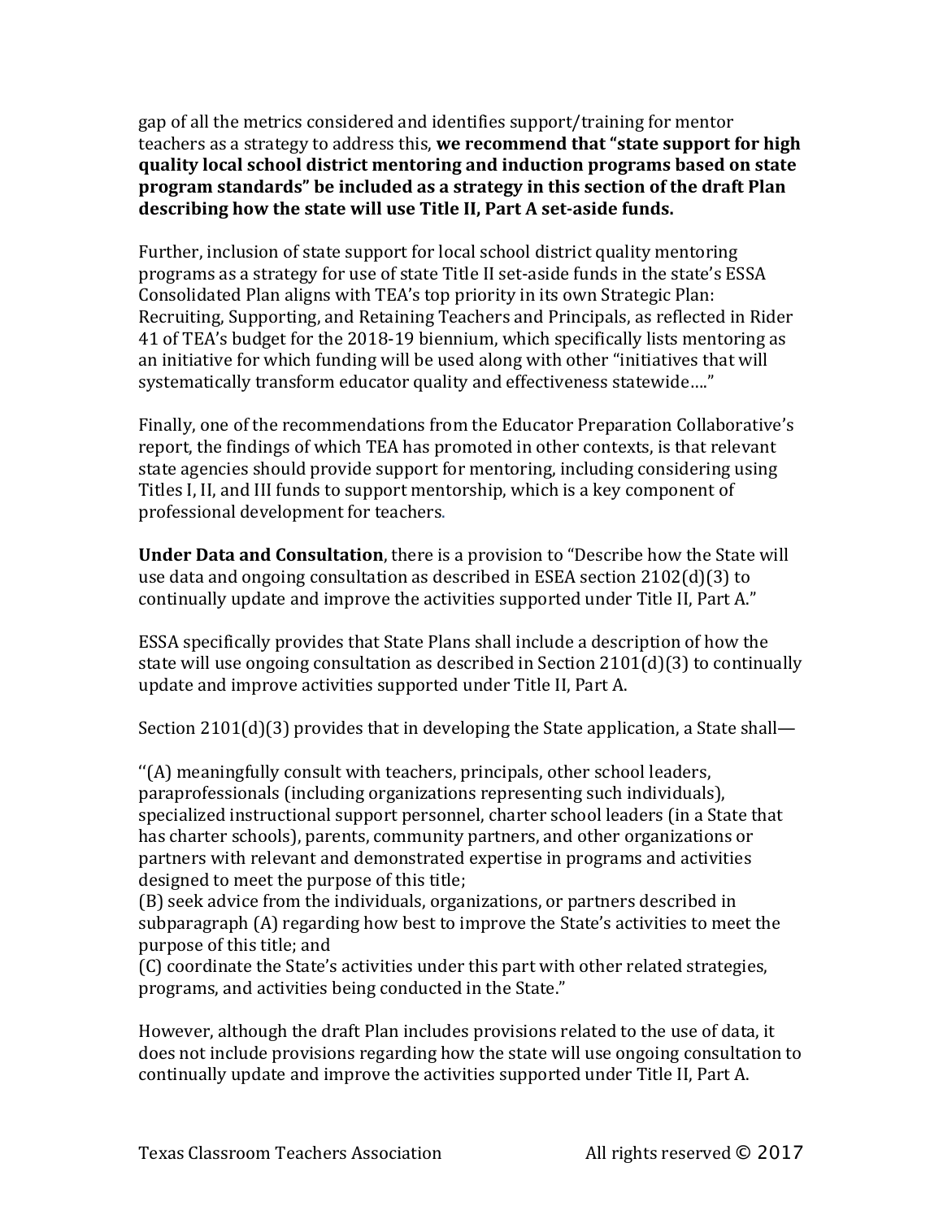gap of all the metrics considered and identifies support/training for mentor teachers as a strategy to address this, **we recommend that "state support for high quality local school district mentoring and induction programs based on state program standards" be included as a strategy in this section of the draft Plan describing how the state will use Title II, Part A set-aside funds.**

Further, inclusion of state support for local school district quality mentoring programs as a strategy for use of state Title II set-aside funds in the state's ESSA Consolidated Plan aligns with TEA's top priority in its own Strategic Plan: Recruiting, Supporting, and Retaining Teachers and Principals, as reflected in Rider 41 of TEA's budget for the 2018-19 biennium, which specifically lists mentoring as an initiative for which funding will be used along with other "initiatives that will systematically transform educator quality and effectiveness statewide…."

Finally, one of the recommendations from the Educator Preparation Collaborative's report, the findings of which TEA has promoted in other contexts, is that relevant state agencies should provide support for mentoring, including considering using Titles I, II, and III funds to support mentorship, which is a key component of professional development for teachers.

**Under Data and Consultation**, there is a provision to "Describe how the State will use data and ongoing consultation as described in ESEA section 2102(d)(3) to continually update and improve the activities supported under Title II, Part A."

ESSA specifically provides that State Plans shall include a description of how the state will use ongoing consultation as described in Section 2101(d)(3) to continually update and improve activities supported under Title II, Part A.

Section 2101(d)(3) provides that in developing the State application, a State shall—

''(A) meaningfully consult with teachers, principals, other school leaders, paraprofessionals (including organizations representing such individuals), specialized instructional support personnel, charter school leaders (in a State that has charter schools), parents, community partners, and other organizations or partners with relevant and demonstrated expertise in programs and activities designed to meet the purpose of this title;
(B) seek advice from the individuals, organizations, or partners described in subparagraph (A) regarding how best to improve the State's activities to meet the purpose of this title; and
(C) coordinate the State's activities under this part with other related strategies, programs, and activities being conducted in the State."

However, although the draft Plan includes provisions related to the use of data, it does not include provisions regarding how the state will use ongoing consultation to continually update and improve the activities supported under Title II, Part A.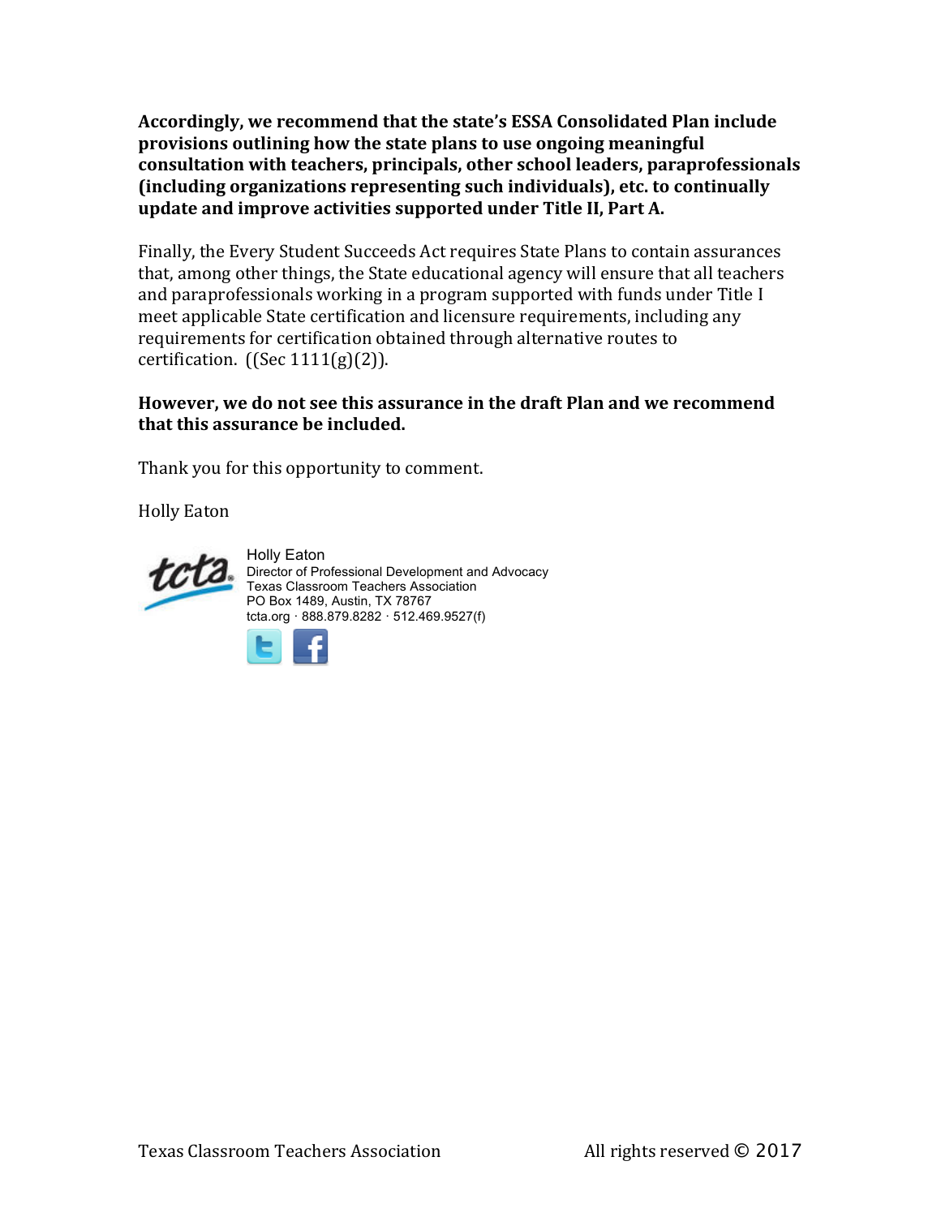**Accordingly, we recommend that the state's ESSA Consolidated Plan include provisions outlining how the state plans to use ongoing meaningful consultation with teachers, principals, other school leaders, paraprofessionals (including organizations representing such individuals), etc. to continually update and improve activities supported under Title II, Part A.**

Finally, the Every Student Succeeds Act requires State Plans to contain assurances that, among other things, the State educational agency will ensure that all teachers and paraprofessionals working in a program supported with funds under Title I meet applicable State certification and licensure requirements, including any requirements for certification obtained through alternative routes to certification. ((Sec 1111(g)(2)).

**However, we do not see this assurance in the draft Plan and we recommend that this assurance be included.**

Thank you for this opportunity to comment.

Holly Eaton

Holly Eaton
Director of Professional Development and Advocacy
Texas Classroom Teachers Association
PO Box 1489, Austin, TX 78767
tcta.org · 888.879.8282 · 512.469.9527(f)